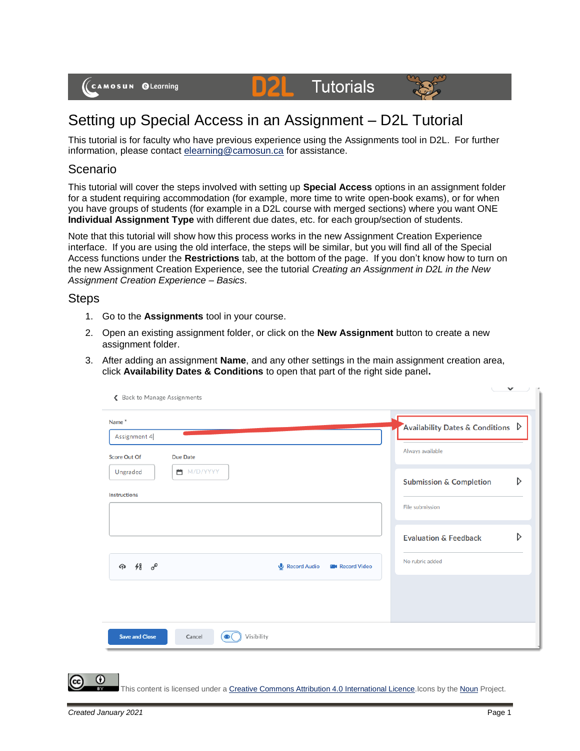# Setting up Special Access in an Assignment – D2L Tutorial

This tutorial is for faculty who have previous experience using the Assignments tool in D2L. For further information, please contact elearning@camosun.ca for assistance.

## Scenario

This tutorial will cover the steps involved with setting up **Special Access** options in an assignment folder for a student requiring accommodation (for example, more time to write open-book exams), or for when you have groups of students (for example in a D2L course with merged sections) where you want ONE **Individual Assignment Type** with different due dates, etc. for each group/section of students.

Note that this tutorial will show how this process works in the new Assignment Creation Experience interface. If you are using the old interface, the steps will be similar, but you will find all of the Special Access functions under the **Restrictions** tab, at the bottom of the page. If you don't know how to turn on the new Assignment Creation Experience, see the tutorial *Creating an Assignment in D2L in the New Assignment Creation Experience – Basics*.

## Steps

1. Go to the **Assignments** tool in your course.
2. Open an existing assignment folder, or click on the **New Assignment** button to create a new assignment folder.
3. After adding an assignment **Name**, and any other settings in the main assignment creation area, click **Availability Dates & Conditions** to open that part of the right side panel**.**

This content is licensed under a Creative Commons Attribution 4.0 International Licence. Icons by the Noun Project.

*Created January 2021*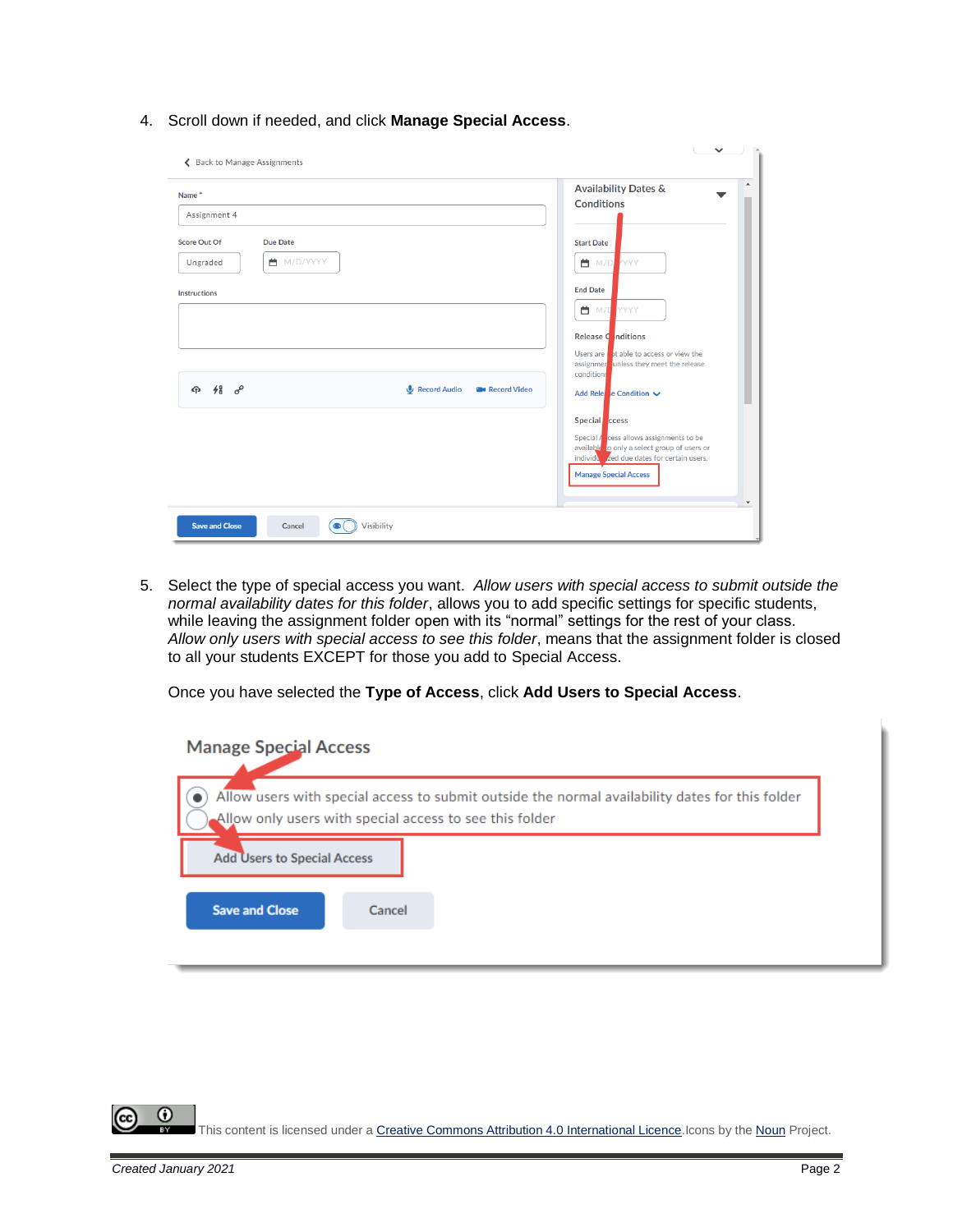4. Scroll down if needed, and click **Manage Special Access**.

5. Select the type of special access you want. *Allow users with special access to submit outside the normal availability dates for this folder*, allows you to add specific settings for specific students, while leaving the assignment folder open with its "normal" settings for the rest of your class. *Allow only users with special access to see this folder*, means that the assignment folder is closed to all your students EXCEPT for those you add to Special Access.

   Once you have selected the **Type of Access**, click **Add Users to Special Access**.

This content is licensed under a Creative Commons Attribution 4.0 International Licence. Icons by the Noun Project.

*Created January 2021*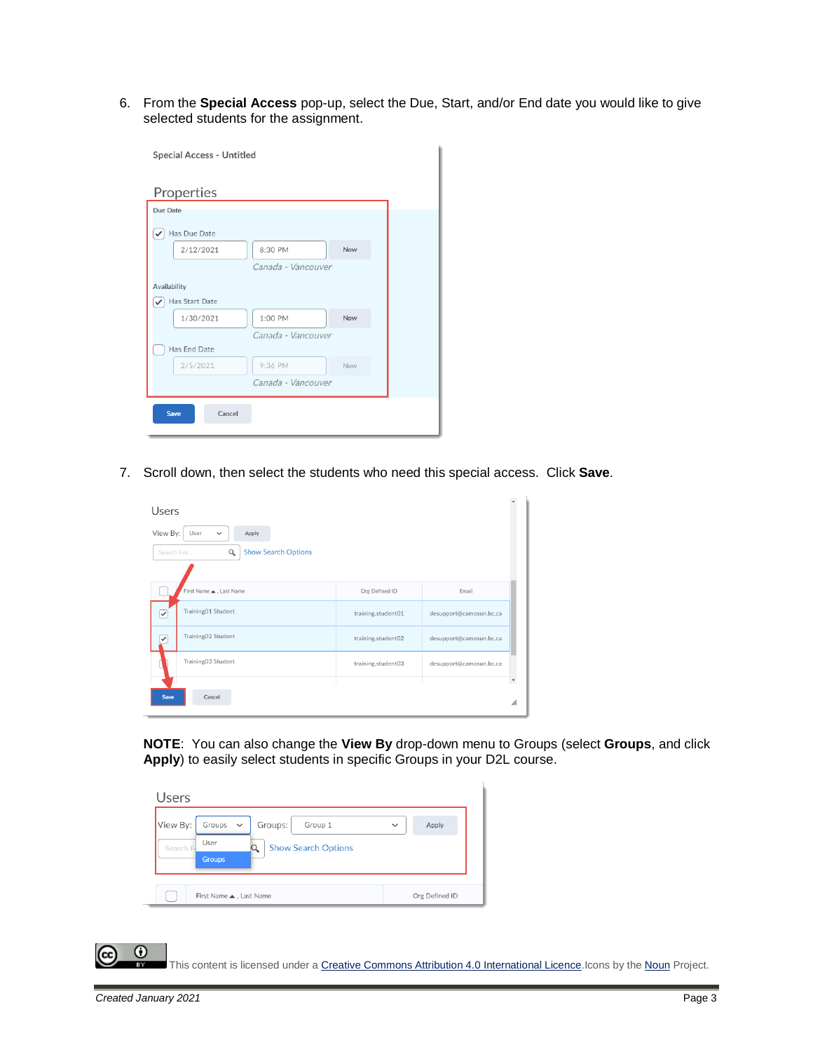6. From the **Special Access** pop-up, select the Due, Start, and/or End date you would like to give selected students for the assignment.

7. Scroll down, then select the students who need this special access. Click **Save**.

**NOTE**: You can also change the **View By** drop-down menu to Groups (select **Groups**, and click **Apply**) to easily select students in specific Groups in your D2L course.

This content is licensed under a Creative Commons Attribution 4.0 International Licence. Icons by the Noun Project.

*Created January 2021*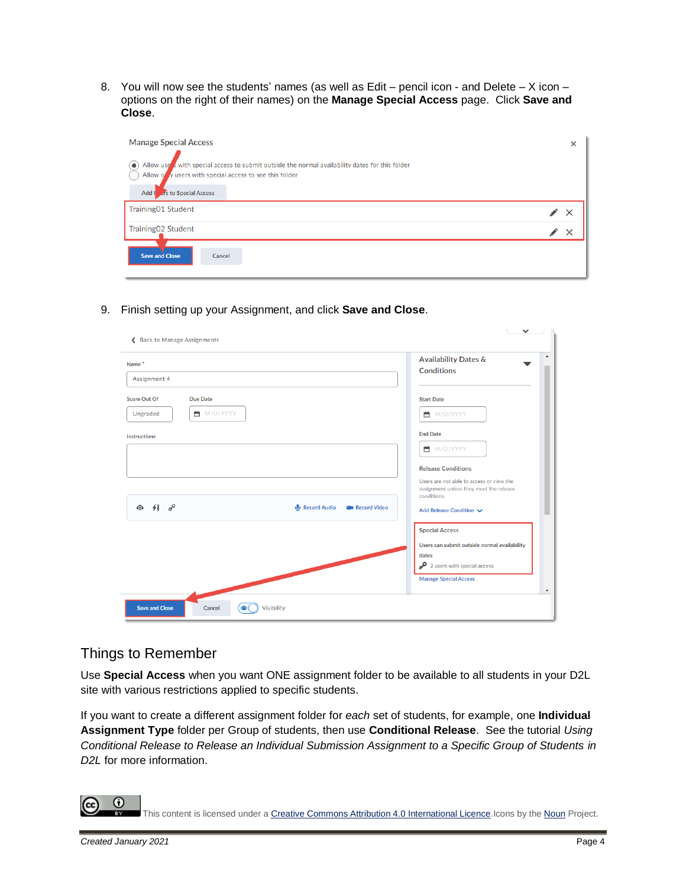8. You will now see the students' names (as well as Edit – pencil icon – and Delete – X icon – options on the right of their names) on the **Manage Special Access** page. Click **Save and Close**.

9. Finish setting up your Assignment, and click **Save and Close**.

## Things to Remember

Use **Special Access** when you want ONE assignment folder to be available to all students in your D2L site with various restrictions applied to specific students.

If you want to create a different assignment folder for *each* set of students, for example, one **Individual Assignment Type** folder per Group of students, then use **Conditional Release**. See the tutorial *Using Conditional Release to Release an Individual Submission Assignment to a Specific Group of Students in D2L* for more information.

This content is licensed under a Creative Commons Attribution 4.0 International Licence. Icons by the Noun Project.

*Created January 2021*